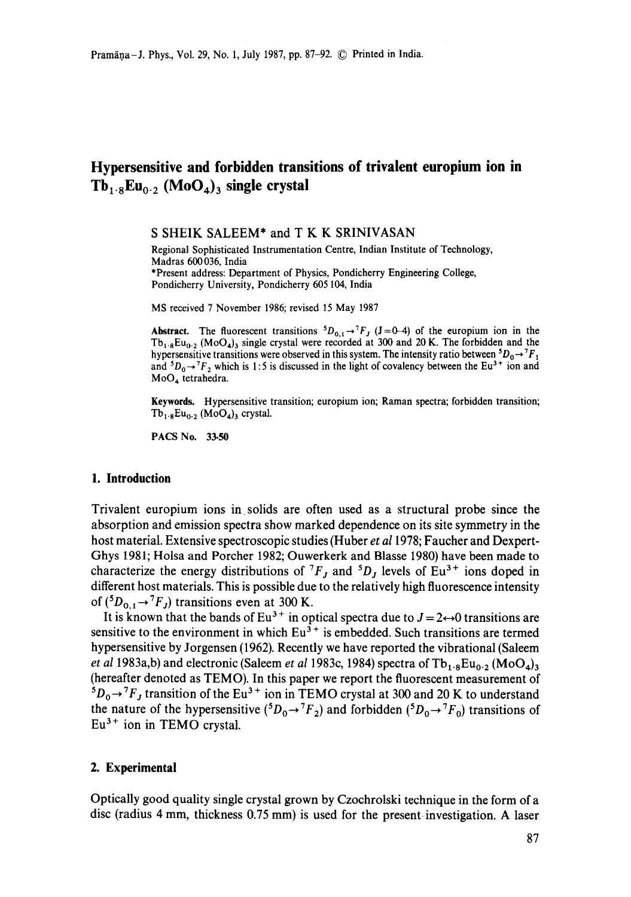# Hypersensitive and forbidden transitions of trivalent europium ion in $Tb_{1.8}Eu_{0.2}(MoO_4)_3$ single crystal

S SHEIK SALEEM* and T K K SRINIVASAN

Regional Sophisticated Instrumentation Centre, Indian Institute of Technology, Madras 600036, India

*Present address: Department of Physics, Pondicherry Engineering College, Pondicherry University, Pondicherry 605 104, India

MS received 7 November 1986; revised 15 May 1987

**Abstract.** The fluorescent transitions $^5D_{0,1} \rightarrow {}^7F_J$ (J = 0–4) of the europium ion in the $Tb_{1.8}Eu_{0.2}(MoO_4)_3$ single crystal were recorded at 300 and 20 K. The forbidden and the hypersensitive transitions were observed in this system. The intensity ratio between $^5D_0 \rightarrow {}^7F_1$ and $^5D_0 \rightarrow {}^7F_2$ which is 1:5 is discussed in the light of covalency between the $Eu^{3+}$ ion and $MoO_4$ tetrahedra.

**Keywords.** Hypersensitive transition; europium ion; Raman spectra; forbidden transition; $Tb_{1.8}Eu_{0.2}(MoO_4)_3$ crystal.

**PACS No.** 33.50

## 1. Introduction

Trivalent europium ions in solids are often used as a structural probe since the absorption and emission spectra show marked dependence on its site symmetry in the host material. Extensive spectroscopic studies (Huber *et al* 1978; Faucher and Dexpert-Ghys 1981; Holsa and Porcher 1982; Ouwerkerk and Blasse 1980) have been made to characterize the energy distributions of $^7F_J$ and $^5D_J$ levels of $Eu^{3+}$ ions doped in different host materials. This is possible due to the relatively high fluorescence intensity of ($^5D_{0,1} \rightarrow {}^7F_J$) transitions even at 300 K.

It is known that the bands of $Eu^{3+}$ in optical spectra due to $J = 2 \leftrightarrow 0$ transitions are sensitive to the environment in which $Eu^{3+}$ is embedded. Such transitions are termed hypersensitive by Jorgensen (1962). Recently we have reported the vibrational (Saleem *et al* 1983a,b) and electronic (Saleem *et al* 1983c, 1984) spectra of $Tb_{1.8}Eu_{0.2}(MoO_4)_3$ (hereafter denoted as TEMO). In this paper we report the fluorescent measurement of $^5D_0 \rightarrow {}^7F_J$ transition of the $Eu^{3+}$ ion in TEMO crystal at 300 and 20 K to understand the nature of the hypersensitive ($^5D_0 \rightarrow {}^7F_2$) and forbidden ($^5D_0 \rightarrow {}^7F_0$) transitions of $Eu^{3+}$ ion in TEMO crystal.

## 2. Experimental

Optically good quality single crystal grown by Czochrolski technique in the form of a disc (radius 4 mm, thickness 0.75 mm) is used for the present investigation. A laser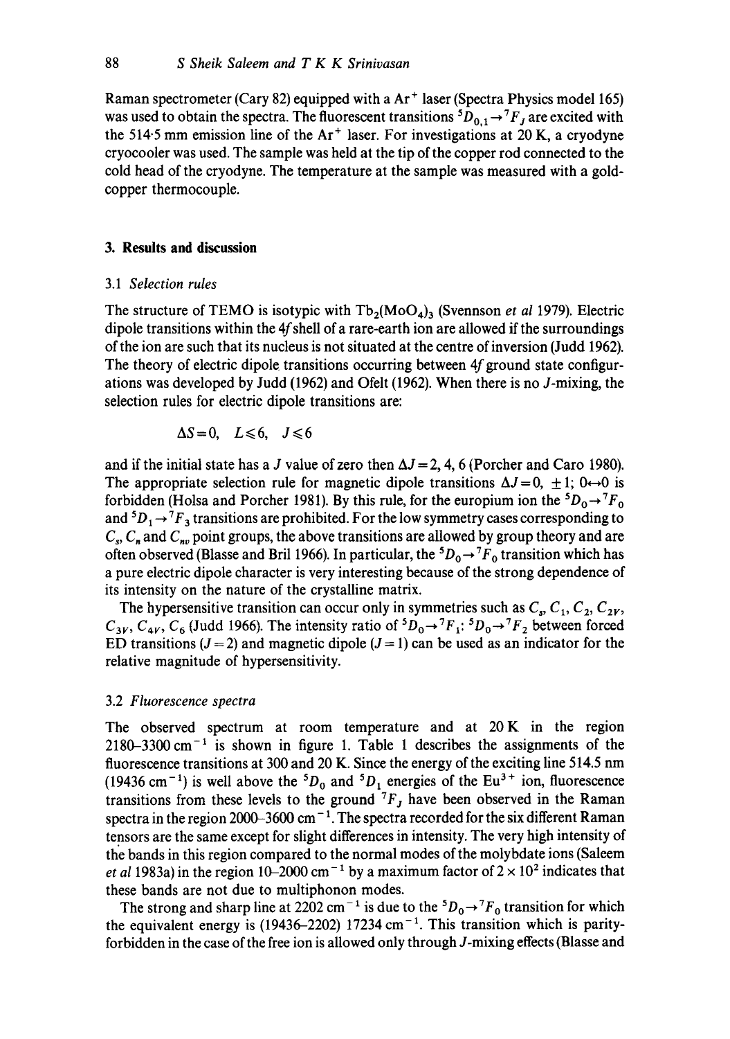Raman spectrometer (Cary 82) equipped with a $Ar^+$ laser (Spectra Physics model 165) was used to obtain the spectra. The fluorescent transitions $^5D_{0,1} \rightarrow {}^7F_J$ are excited with the 514·5 mm emission line of the $Ar^+$ laser. For investigations at 20 K, a cryodyne cryocooler was used. The sample was held at the tip of the copper rod connected to the cold head of the cryodyne. The temperature at the sample was measured with a gold-copper thermocouple.

## 3. Results and discussion

### 3.1 *Selection rules*

The structure of TEMO is isotypic with $Tb_2(MoO_4)_3$ (Svennson *et al* 1979). Electric dipole transitions within the 4*f* shell of a rare-earth ion are allowed if the surroundings of the ion are such that its nucleus is not situated at the centre of inversion (Judd 1962). The theory of electric dipole transitions occurring between 4*f* ground state configurations was developed by Judd (1962) and Ofelt (1962). When there is no *J*-mixing, the selection rules for electric dipole transitions are:

$$\Delta S = 0, \quad L \leqslant 6, \quad J \leqslant 6$$

and if the initial state has a *J* value of zero then $\Delta J = 2, 4, 6$ (Porcher and Caro 1980). The appropriate selection rule for magnetic dipole transitions $\Delta J = 0, \pm 1$; $0 \leftrightarrow 0$ is forbidden (Holsa and Porcher 1981). By this rule, for the europium ion the $^5D_0 \rightarrow {}^7F_0$ and $^5D_1 \rightarrow {}^7F_3$ transitions are prohibited. For the low symmetry cases corresponding to $C_s$, $C_n$ and $C_{nv}$ point groups, the above transitions are allowed by group theory and are often observed (Blasse and Bril 1966). In particular, the $^5D_0 \rightarrow {}^7F_0$ transition which has a pure electric dipole character is very interesting because of the strong dependence of its intensity on the nature of the crystalline matrix.

The hypersensitive transition can occur only in symmetries such as $C_s$, $C_1$, $C_2$, $C_{2V}$, $C_{3V}$, $C_{4V}$, $C_6$ (Judd 1966). The intensity ratio of $^5D_0 \rightarrow {}^7F_1$: $^5D_0 \rightarrow {}^7F_2$ between forced ED transitions ($J = 2$) and magnetic dipole ($J = 1$) can be used as an indicator for the relative magnitude of hypersensitivity.

### 3.2 *Fluorescence spectra*

The observed spectrum at room temperature and at 20 K in the region 2180–3300 $cm^{-1}$ is shown in figure 1. Table 1 describes the assignments of the fluorescence transitions at 300 and 20 K. Since the energy of the exciting line 514.5 nm (19436 $cm^{-1}$) is well above the $^5D_0$ and $^5D_1$ energies of the $Eu^{3+}$ ion, fluorescence transitions from these levels to the ground $^7F_J$ have been observed in the Raman spectra in the region 2000–3600 $cm^{-1}$. The spectra recorded for the six different Raman tensors are the same except for slight differences in intensity. The very high intensity of the bands in this region compared to the normal modes of the molybdate ions (Saleem *et al* 1983a) in the region 10–2000 $cm^{-1}$ by a maximum factor of $2 \times 10^2$ indicates that these bands are not due to multiphonon modes.

The strong and sharp line at 2202 $cm^{-1}$ is due to the $^5D_0 \rightarrow {}^7F_0$ transition for which the equivalent energy is (19436–2202) 17234 $cm^{-1}$. This transition which is parity-forbidden in the case of the free ion is allowed only through *J*-mixing effects (Blasse and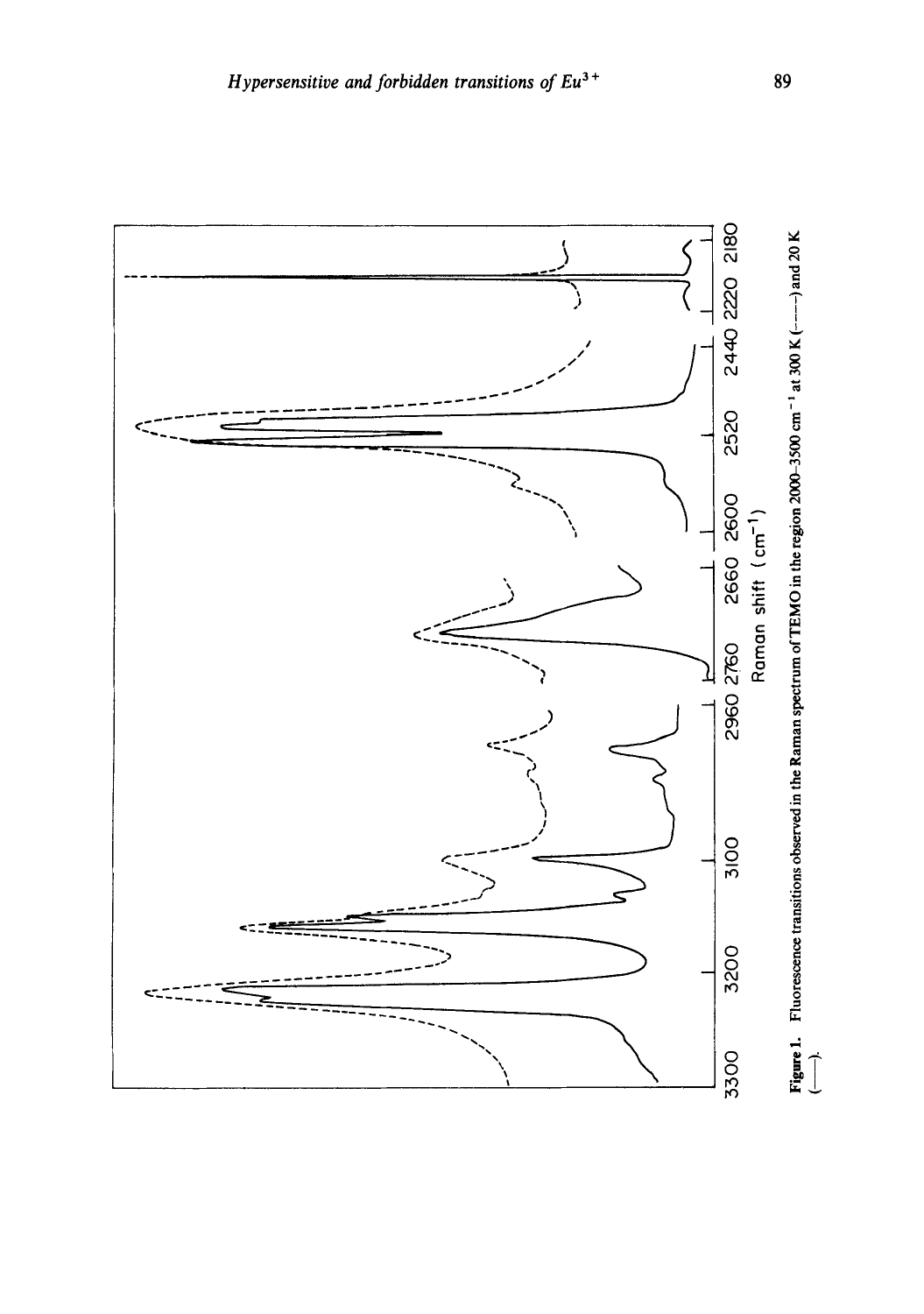**Figure 1.** Fluorescence transitions observed in the Raman spectrum of TEMO in the region 2000–3500 $cm^{-1}$ at 300 K (------) and 20 K (——).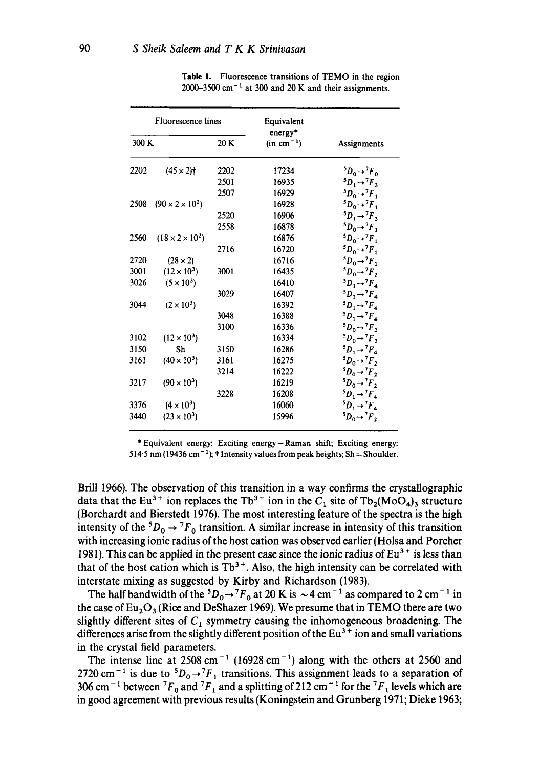**Table 1.** Fluorescence transitions of TEMO in the region 2000–3500 $cm^{-1}$ at 300 and 20 K and their assignments.

| Fluorescence lines | | | Equivalent energy* (in $cm^{-1}$) | Assignments |
|---|---|---|---|---|
| 300 K | | 20 K | | |
| 2202 | $(45 \times 2)$† | 2202 | 17234 | $^5D_0 \rightarrow {}^7F_0$ |
| | | 2501 | 16935 | $^5D_1 \rightarrow {}^7F_3$ |
| | | 2507 | 16929 | $^5D_0 \rightarrow {}^7F_1$ |
| 2508 | $(90 \times 2 \times 10^2)$ | | 16928 | $^5D_0 \rightarrow {}^7F_1$ |
| | | 2520 | 16906 | $^5D_1 \rightarrow {}^7F_3$ |
| | | 2558 | 16878 | $^5D_0 \rightarrow {}^7F_1$ |
| 2560 | $(18 \times 2 \times 10^2)$ | | 16876 | $^5D_0 \rightarrow {}^7F_1$ |
| | | 2716 | 16720 | $^5D_0 \rightarrow {}^7F_1$ |
| 2720 | $(28 \times 2)$ | | 16716 | $^5D_0 \rightarrow {}^7F_1$ |
| 3001 | $(12 \times 10^3)$ | 3001 | 16435 | $^5D_0 \rightarrow {}^7F_2$ |
| 3026 | $(5 \times 10^3)$ | | 16410 | $^5D_1 \rightarrow {}^7F_4$ |
| | | 3029 | 16407 | $^5D_1 \rightarrow {}^7F_4$ |
| 3044 | $(2 \times 10^3)$ | | 16392 | $^5D_1 \rightarrow {}^7F_4$ |
| | | 3048 | 16388 | $^5D_1 \rightarrow {}^7F_4$ |
| | | 3100 | 16336 | $^5D_0 \rightarrow {}^7F_2$ |
| 3102 | $(12 \times 10^3)$ | | 16334 | $^5D_0 \rightarrow {}^7F_2$ |
| 3150 | Sh | 3150 | 16286 | $^5D_1 \rightarrow {}^7F_4$ |
| 3161 | $(40 \times 10^3)$ | 3161 | 16275 | $^5D_0 \rightarrow {}^7F_2$ |
| | | 3214 | 16222 | $^5D_0 \rightarrow {}^7F_2$ |
| 3217 | $(90 \times 10^3)$ | | 16219 | $^5D_0 \rightarrow {}^7F_2$ |
| | | 3228 | 16208 | $^5D_1 \rightarrow {}^7F_4$ |
| 3376 | $(4 \times 10^3)$ | | 16060 | $^5D_1 \rightarrow {}^7F_4$ |
| 3440 | $(23 \times 10^3)$ | | 15996 | $^5D_0 \rightarrow {}^7F_2$ |

* Equivalent energy: Exciting energy − Raman shift; Exciting energy: 514·5 nm (19436 $cm^{-1}$); † Intensity values from peak heights; Sh = Shoulder.

Brill 1966). The observation of this transition in a way confirms the crystallographic data that the $Eu^{3+}$ ion replaces the $Tb^{3+}$ ion in the $C_1$ site of $Tb_2(MoO_4)_3$ structure (Borchardt and Bierstedt 1976). The most interesting feature of the spectra is the high intensity of the $^5D_0 \rightarrow {}^7F_0$ transition. A similar increase in intensity of this transition with increasing ionic radius of the host cation was observed earlier (Holsa and Porcher 1981). This can be applied in the present case since the ionic radius of $Eu^{3+}$ is less than that of the host cation which is $Tb^{3+}$. Also, the high intensity can be correlated with interstate mixing as suggested by Kirby and Richardson (1983).

The half bandwidth of the $^5D_0 \rightarrow {}^7F_0$ at 20 K is $\sim 4$ $cm^{-1}$ as compared to 2 $cm^{-1}$ in the case of $Eu_2O_3$ (Rice and DeShazer 1969). We presume that in TEMO there are two slightly different sites of $C_1$ symmetry causing the inhomogeneous broadening. The differences arise from the slightly different position of the $Eu^{3+}$ ion and small variations in the crystal field parameters.

The intense line at 2508 $cm^{-1}$ (16928 $cm^{-1}$) along with the others at 2560 and 2720 $cm^{-1}$ is due to $^5D_0 \rightarrow {}^7F_1$ transitions. This assignment leads to a separation of 306 $cm^{-1}$ between $^7F_0$ and $^7F_1$ and a splitting of 212 $cm^{-1}$ for the $^7F_1$ levels which are in good agreement with previous results (Koningstein and Grunberg 1971; Dieke 1963;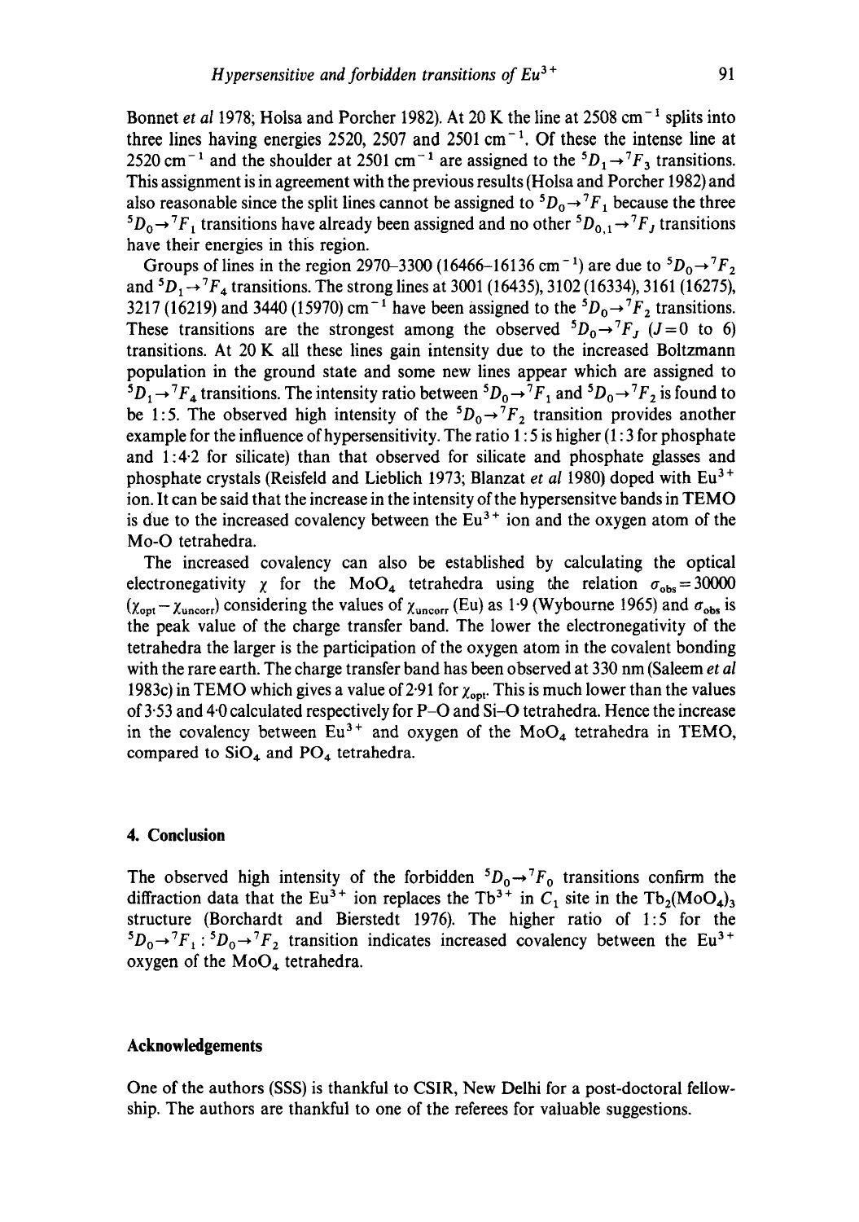Bonnet *et al* 1978; Holsa and Porcher 1982). At 20 K the line at 2508 $cm^{-1}$ splits into three lines having energies 2520, 2507 and 2501 $cm^{-1}$. Of these the intense line at 2520 $cm^{-1}$ and the shoulder at 2501 $cm^{-1}$ are assigned to the ${}^5D_1 \rightarrow {}^7F_3$ transitions. This assignment is in agreement with the previous results (Holsa and Porcher 1982) and also reasonable since the split lines cannot be assigned to ${}^5D_0 \rightarrow {}^7F_1$ because the three ${}^5D_0 \rightarrow {}^7F_1$ transitions have already been assigned and no other ${}^5D_{0,1} \rightarrow {}^7F_J$ transitions have their energies in this region.

Groups of lines in the region 2970–3300 (16466–16136 $cm^{-1}$) are due to ${}^5D_0 \rightarrow {}^7F_2$ and ${}^5D_1 \rightarrow {}^7F_4$ transitions. The strong lines at 3001 (16435), 3102 (16334), 3161 (16275), 3217 (16219) and 3440 (15970) $cm^{-1}$ have been assigned to the ${}^5D_0 \rightarrow {}^7F_2$ transitions. These transitions are the strongest among the observed ${}^5D_0 \rightarrow {}^7F_J$ ($J = 0$ to 6) transitions. At 20 K all these lines gain intensity due to the increased Boltzmann population in the ground state and some new lines appear which are assigned to ${}^5D_1 \rightarrow {}^7F_4$ transitions. The intensity ratio between ${}^5D_0 \rightarrow {}^7F_1$ and ${}^5D_0 \rightarrow {}^7F_2$ is found to be 1:5. The observed high intensity of the ${}^5D_0 \rightarrow {}^7F_2$ transition provides another example for the influence of hypersensitivity. The ratio 1:5 is higher (1:3 for phosphate and 1:4·2 for silicate) than that observed for silicate and phosphate glasses and phosphate crystals (Reisfeld and Lieblich 1973; Blanzat *et al* 1980) doped with $Eu^{3+}$ ion. It can be said that the increase in the intensity of the hypersensitve bands in TEMO is due to the increased covalency between the $Eu^{3+}$ ion and the oxygen atom of the Mo-O tetrahedra.

The increased covalency can also be established by calculating the optical electronegativity $\chi$ for the $MoO_4$ tetrahedra using the relation $\sigma_{obs} = 30000$ $(\chi_{opt} - \chi_{uncorr})$ considering the values of $\chi_{uncorr}$ (Eu) as 1·9 (Wybourne 1965) and $\sigma_{obs}$ is the peak value of the charge transfer band. The lower the electronegativity of the tetrahedra the larger is the participation of the oxygen atom in the covalent bonding with the rare earth. The charge transfer band has been observed at 330 nm (Saleem *et al* 1983c) in TEMO which gives a value of 2·91 for $\chi_{opt}$. This is much lower than the values of 3·53 and 4·0 calculated respectively for P–O and Si–O tetrahedra. Hence the increase in the covalency between $Eu^{3+}$ and oxygen of the $MoO_4$ tetrahedra in TEMO, compared to $SiO_4$ and $PO_4$ tetrahedra.

## 4. Conclusion

The observed high intensity of the forbidden ${}^5D_0 \rightarrow {}^7F_0$ transitions confirm the diffraction data that the $Eu^{3+}$ ion replaces the $Tb^{3+}$ in $C_1$ site in the $Tb_2(MoO_4)_3$ structure (Borchardt and Bierstedt 1976). The higher ratio of 1:5 for the ${}^5D_0 \rightarrow {}^7F_1 : {}^5D_0 \rightarrow {}^7F_2$ transition indicates increased covalency between the $Eu^{3+}$ oxygen of the $MoO_4$ tetrahedra.

## Acknowledgements

One of the authors (SSS) is thankful to CSIR, New Delhi for a post-doctoral fellowship. The authors are thankful to one of the referees for valuable suggestions.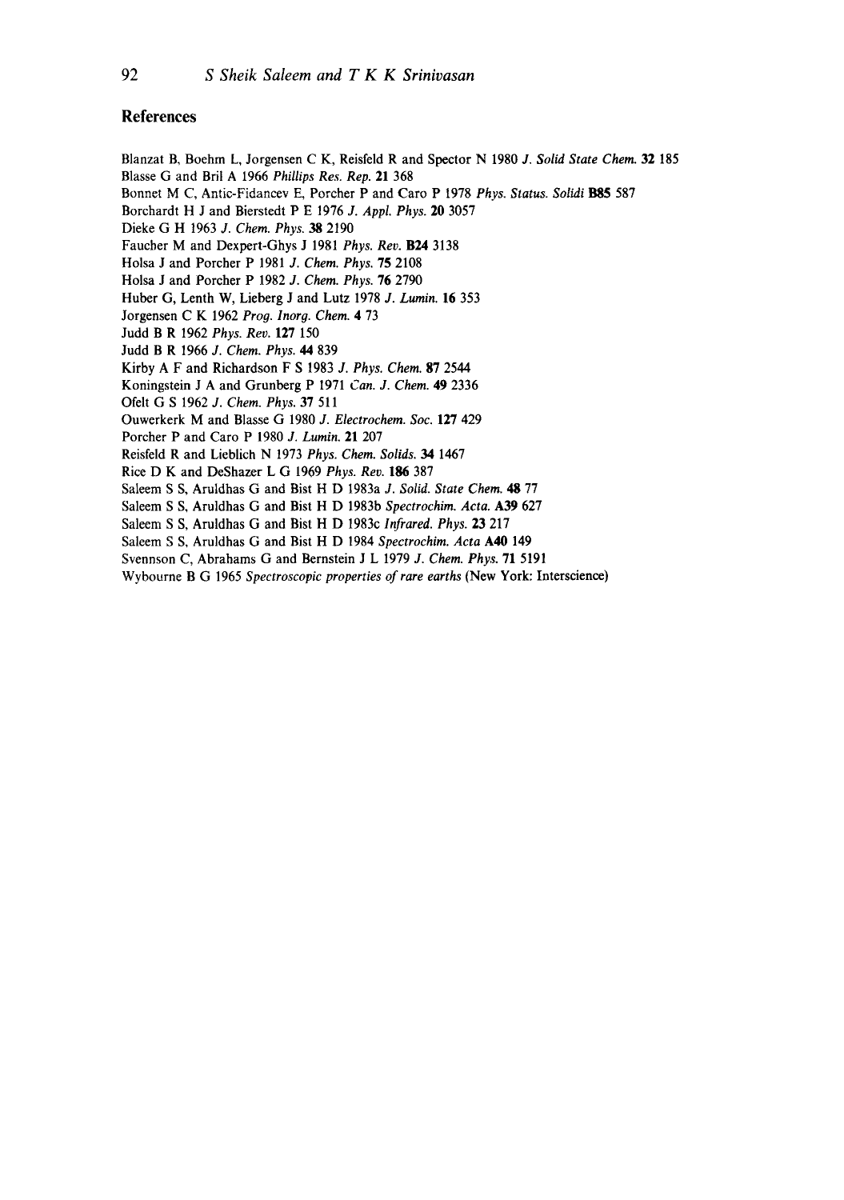## References

Blanzat B, Boehm L, Jorgensen C K, Reisfeld R and Spector N 1980 *J. Solid State Chem.* **32** 185

Blasse G and Bril A 1966 *Phillips Res. Rep.* **21** 368

Bonnet M C, Antic-Fidancev E, Porcher P and Caro P 1978 *Phys. Status. Solidi* **B85** 587

Borchardt H J and Bierstedt P E 1976 *J. Appl. Phys.* **20** 3057

Dieke G H 1963 *J. Chem. Phys.* **38** 2190

Faucher M and Dexpert-Ghys J 1981 *Phys. Rev.* **B24** 3138

Holsa J and Porcher P 1981 *J. Chem. Phys.* **75** 2108

Holsa J and Porcher P 1982 *J. Chem. Phys.* **76** 2790

Huber G, Lenth W, Lieberg J and Lutz 1978 *J. Lumin.* **16** 353

Jorgensen C K 1962 *Prog. Inorg. Chem.* **4** 73

Judd B R 1962 *Phys. Rev.* **127** 150

Judd B R 1966 *J. Chem. Phys.* **44** 839

Kirby A F and Richardson F S 1983 *J. Phys. Chem.* **87** 2544

Koningstein J A and Grunberg P 1971 *Can. J. Chem.* **49** 2336

Ofelt G S 1962 *J. Chem. Phys.* **37** 511

Ouwerkerk M and Blasse G 1980 *J. Electrochem. Soc.* **127** 429

Porcher P and Caro P 1980 *J. Lumin.* **21** 207

Reisfeld R and Lieblich N 1973 *Phys. Chem. Solids.* **34** 1467

Rice D K and DeShazer L G 1969 *Phys. Rev.* **186** 387

Saleem S S, Aruldhas G and Bist H D 1983a *J. Solid. State Chem.* **48** 77

Saleem S S, Aruldhas G and Bist H D 1983b *Spectrochim. Acta.* **A39** 627

Saleem S S, Aruldhas G and Bist H D 1983c *Infrared. Phys.* **23** 217

Saleem S S, Aruldhas G and Bist H D 1984 *Spectrochim. Acta* **A40** 149

Svennson C, Abrahams G and Bernstein J L 1979 *J. Chem. Phys.* **71** 5191

Wybourne B G 1965 *Spectroscopic properties of rare earths* (New York: Interscience)